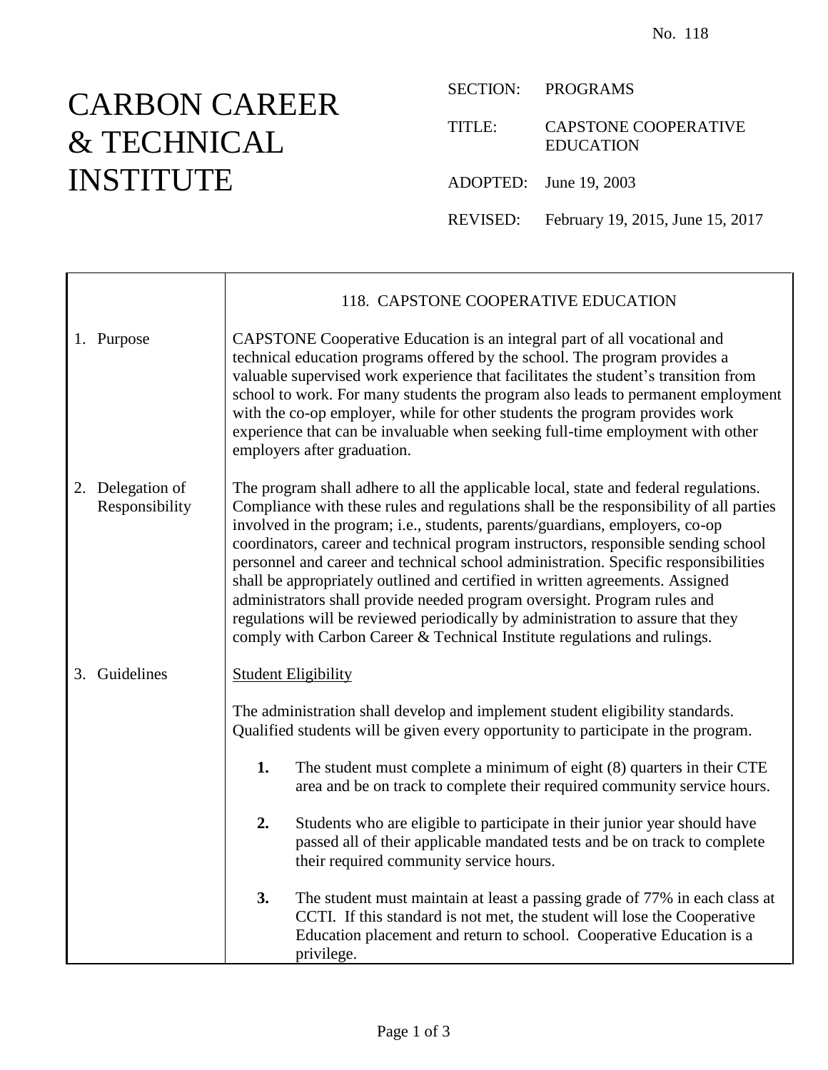No. 118

# CARBON CAREER & TECHNICAL INSTITUTE

SECTION: PROGRAMS

TITLE: CAPSTONE COOPERATIVE EDUCATION

ADOPTED: June 19, 2003

REVISED: February 19, 2015, June 15, 2017

## 118. CAPSTONE COOPERATIVE EDUCATION

### 1. Purpose

CAPSTONE Cooperative Education is an integral part of all vocational and technical education programs offered by the school. The program provides a valuable supervised work experience that facilitates the student's transition from school to work. For many students the program also leads to permanent employment with the co-op employer, while for other students the program provides work experience that can be invaluable when seeking full-time employment with other employers after graduation.

### 2. Delegation of Responsibility

The program shall adhere to all the applicable local, state and federal regulations. Compliance with these rules and regulations shall be the responsibility of all parties involved in the program; i.e., students, parents/guardians, employers, co-op coordinators, career and technical program instructors, responsible sending school personnel and career and technical school administration. Specific responsibilities shall be appropriately outlined and certified in written agreements. Assigned administrators shall provide needed program oversight. Program rules and regulations will be reviewed periodically by administration to assure that they comply with Carbon Career & Technical Institute regulations and rulings.

### 3. Guidelines

Student Eligibility

The administration shall develop and implement student eligibility standards. Qualified students will be given every opportunity to participate in the program.

**1.** The student must complete a minimum of eight (8) quarters in their CTE area and be on track to complete their required community service hours.

**2.** Students who are eligible to participate in their junior year should have passed all of their applicable mandated tests and be on track to complete their required community service hours.

**3.** The student must maintain at least a passing grade of 77% in each class at CCTI. If this standard is not met, the student will lose the Cooperative Education placement and return to school. Cooperative Education is a privilege.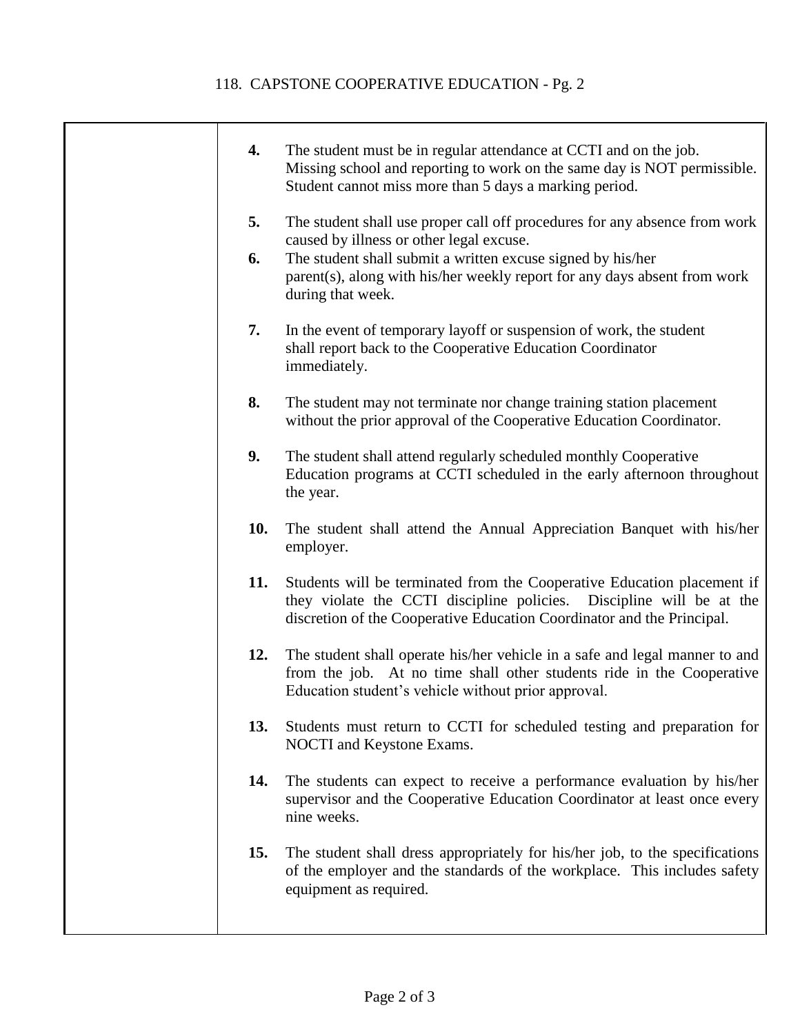4. The student must be in regular attendance at CCTI and on the job. Missing school and reporting to work on the same day is NOT permissible. Student cannot miss more than 5 days a marking period.

5. The student shall use proper call off procedures for any absence from work caused by illness or other legal excuse.

6. The student shall submit a written excuse signed by his/her parent(s), along with his/her weekly report for any days absent from work during that week.

7. In the event of temporary layoff or suspension of work, the student shall report back to the Cooperative Education Coordinator immediately.

8. The student may not terminate nor change training station placement without the prior approval of the Cooperative Education Coordinator.

9. The student shall attend regularly scheduled monthly Cooperative Education programs at CCTI scheduled in the early afternoon throughout the year.

10. The student shall attend the Annual Appreciation Banquet with his/her employer.

11. Students will be terminated from the Cooperative Education placement if they violate the CCTI discipline policies. Discipline will be at the discretion of the Cooperative Education Coordinator and the Principal.

12. The student shall operate his/her vehicle in a safe and legal manner to and from the job. At no time shall other students ride in the Cooperative Education student's vehicle without prior approval.

13. Students must return to CCTI for scheduled testing and preparation for NOCTI and Keystone Exams.

14. The students can expect to receive a performance evaluation by his/her supervisor and the Cooperative Education Coordinator at least once every nine weeks.

15. The student shall dress appropriately for his/her job, to the specifications of the employer and the standards of the workplace. This includes safety equipment as required.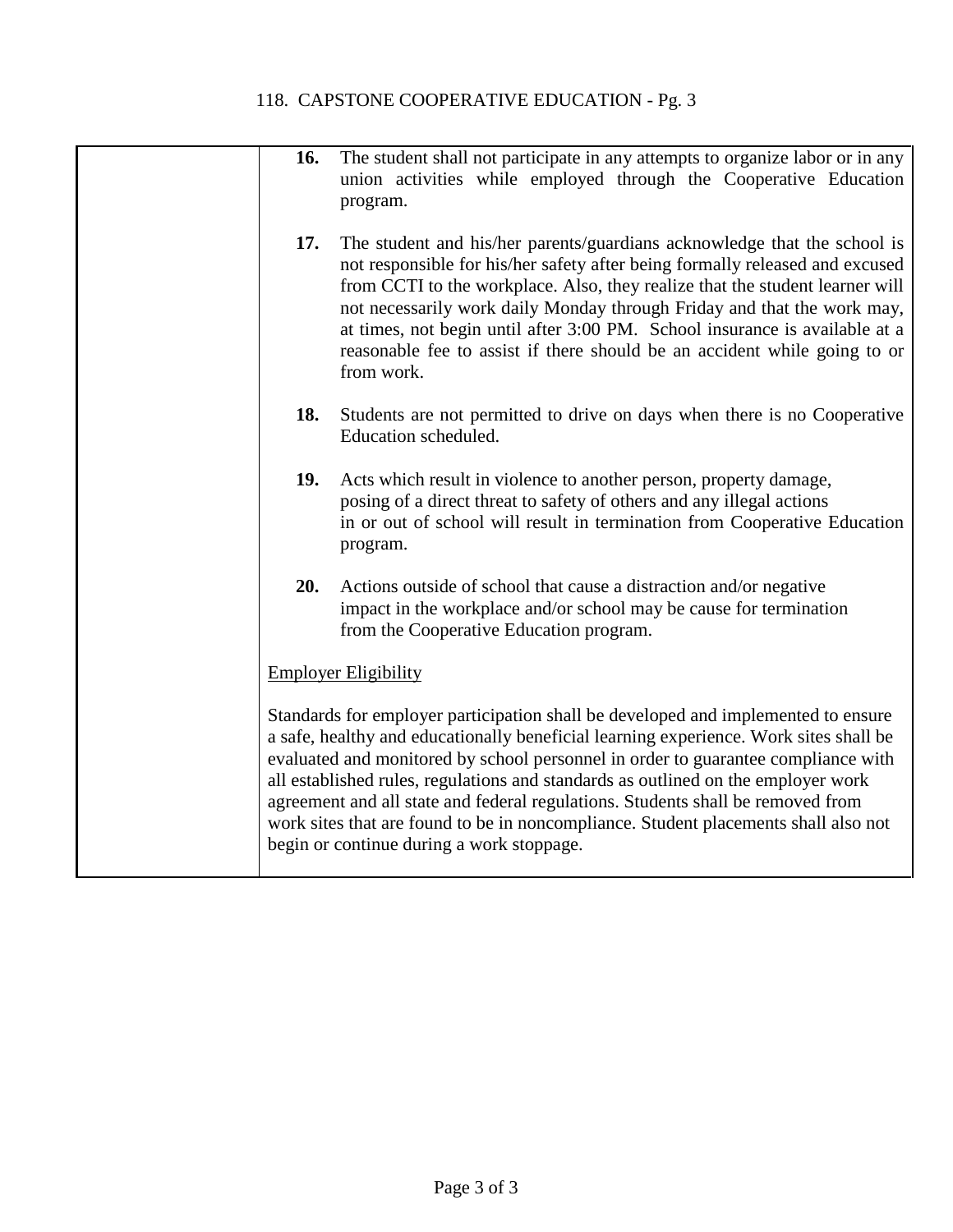**16.** The student shall not participate in any attempts to organize labor or in any union activities while employed through the Cooperative Education program.

**17.** The student and his/her parents/guardians acknowledge that the school is not responsible for his/her safety after being formally released and excused from CCTI to the workplace. Also, they realize that the student learner will not necessarily work daily Monday through Friday and that the work may, at times, not begin until after 3:00 PM. School insurance is available at a reasonable fee to assist if there should be an accident while going to or from work.

**18.** Students are not permitted to drive on days when there is no Cooperative Education scheduled.

**19.** Acts which result in violence to another person, property damage, posing of a direct threat to safety of others and any illegal actions in or out of school will result in termination from Cooperative Education program.

**20.** Actions outside of school that cause a distraction and/or negative impact in the workplace and/or school may be cause for termination from the Cooperative Education program.

Employer Eligibility

Standards for employer participation shall be developed and implemented to ensure a safe, healthy and educationally beneficial learning experience. Work sites shall be evaluated and monitored by school personnel in order to guarantee compliance with all established rules, regulations and standards as outlined on the employer work agreement and all state and federal regulations. Students shall be removed from work sites that are found to be in noncompliance. Student placements shall also not begin or continue during a work stoppage.